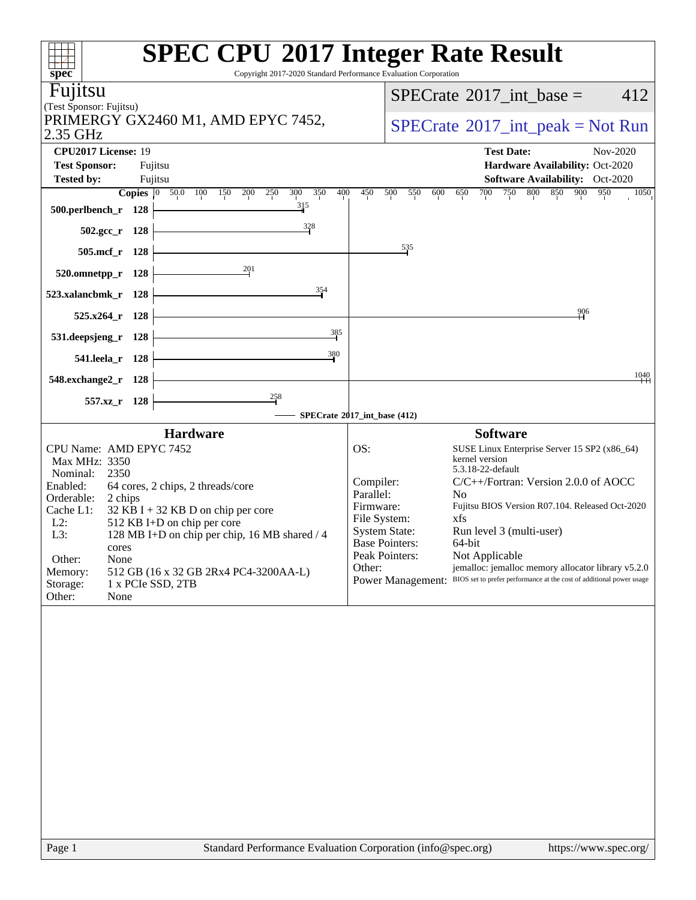# SPEC CPU 2017 Integer Rate Result

Copyright 2017-2020 Standard Performance Evaluation Corporation

**Fujitsu**
(Test Sponsor: Fujitsu)
PRIMERGY GX2460 M1, AMD EPYC 7452, 2.35 GHz

SPECrate 2017_int_base = 412

SPECrate 2017_int_peak = Not Run

| | | | |
|---|---|---|---|
| **CPU2017 License:** | 19 | **Test Date:** | Nov-2020 |
| **Test Sponsor:** | Fujitsu | **Hardware Availability:** | Oct-2020 |
| **Tested by:** | Fujitsu | **Software Availability:** | Oct-2020 |

| Benchmark | Copies | SPECrate 2017_int_base |
|---|---|---|
| 500.perlbench_r | 128 | 315 |
| 502.gcc_r | 128 | 328 |
| 505.mcf_r | 128 | 535 |
| 520.omnetpp_r | 128 | 201 |
| 523.xalancbmk_r | 128 | 354 |
| 525.x264_r | 128 | 906 |
| 531.deepsjeng_r | 128 | 385 |
| 541.leela_r | 128 | 380 |
| 548.exchange2_r | 128 | 1040 |
| 557.xz_r | 128 | 258 |

SPECrate 2017_int_base (412)

## Hardware

| | |
|---|---|
| CPU Name: | AMD EPYC 7452 |
| Max MHz: | 3350 |
| Nominal: | 2350 |
| Enabled: | 64 cores, 2 chips, 2 threads/core |
| Orderable: | 2 chips |
| Cache L1: | 32 KB I + 32 KB D on chip per core |
| L2: | 512 KB I+D on chip per core |
| L3: | 128 MB I+D on chip per chip, 16 MB shared / 4 cores |
| Other: | None |
| Memory: | 512 GB (16 x 32 GB 2Rx4 PC4-3200AA-L) |
| Storage: | 1 x PCIe SSD, 2TB |
| Other: | None |

## Software

| | |
|---|---|
| OS: | SUSE Linux Enterprise Server 15 SP2 (x86_64) kernel version 5.3.18-22-default |
| Compiler: | C/C++/Fortran: Version 2.0.0 of AOCC |
| Parallel: | No |
| Firmware: | Fujitsu BIOS Version R07.104. Released Oct-2020 |
| File System: | xfs |
| System State: | Run level 3 (multi-user) |
| Base Pointers: | 64-bit |
| Peak Pointers: | Not Applicable |
| Other: | jemalloc: jemalloc memory allocator library v5.2.0 |
| Power Management: | BIOS set to prefer performance at the cost of additional power usage |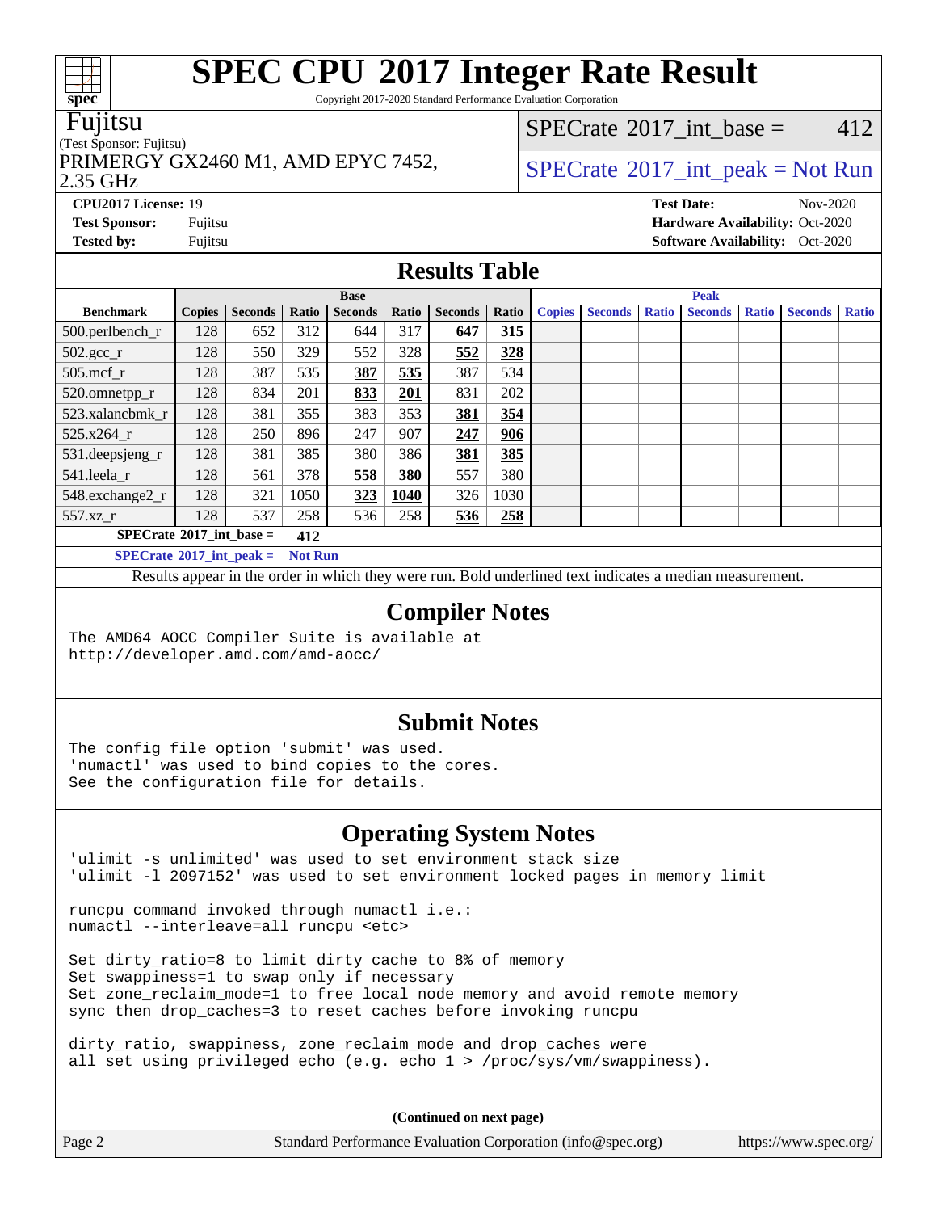# SPEC CPU 2017 Integer Rate Result

Copyright 2017-2020 Standard Performance Evaluation Corporation

**Fujitsu**

(Test Sponsor: Fujitsu)

PRIMERGY GX2460 M1, AMD EPYC 7452, 2.35 GHz

SPECrate 2017_int_base = 412

SPECrate 2017_int_peak = Not Run

**CPU2017 License:** 19
**Test Sponsor:** Fujitsu
**Tested by:** Fujitsu

**Test Date:** Nov-2020
**Hardware Availability:** Oct-2020
**Software Availability:** Oct-2020

## Results Table

| | Base | | | | | | | Peak | | | | | | |
|---|---|---|---|---|---|---|---|---|---|---|---|---|---|---|
| **Benchmark** | **Copies** | **Seconds** | **Ratio** | **Seconds** | **Ratio** | **Seconds** | **Ratio** | **Copies** | **Seconds** | **Ratio** | **Seconds** | **Ratio** | **Seconds** | **Ratio** |
| 500.perlbench_r | 128 | 652 | 312 | 644 | 317 | **647** | **315** | | | | | | | |
| 502.gcc_r | 128 | 550 | 329 | 552 | 328 | **552** | **328** | | | | | | | |
| 505.mcf_r | 128 | 387 | 535 | **387** | **535** | 387 | 534 | | | | | | | |
| 520.omnetpp_r | 128 | 834 | 201 | **833** | **201** | 831 | 202 | | | | | | | |
| 523.xalancbmk_r | 128 | 381 | 355 | 383 | 353 | **381** | **354** | | | | | | | |
| 525.x264_r | 128 | 250 | 896 | 247 | 907 | **247** | **906** | | | | | | | |
| 531.deepsjeng_r | 128 | 381 | 385 | 380 | 386 | **381** | **385** | | | | | | | |
| 541.leela_r | 128 | 561 | 378 | **558** | **380** | 557 | 380 | | | | | | | |
| 548.exchange2_r | 128 | 321 | 1050 | **323** | **1040** | 326 | 1030 | | | | | | | |
| 557.xz_r | 128 | 537 | 258 | 536 | 258 | **536** | **258** | | | | | | | |

**SPECrate 2017_int_base = 412**

**SPECrate 2017_int_peak = Not Run**

Results appear in the order in which they were run. Bold underlined text indicates a median measurement.

## Compiler Notes

```
The AMD64 AOCC Compiler Suite is available at
http://developer.amd.com/amd-aocc/
```

## Submit Notes

```
The config file option 'submit' was used.
'numactl' was used to bind copies to the cores.
See the configuration file for details.
```

## Operating System Notes

```
'ulimit -s unlimited' was used to set environment stack size
'ulimit -l 2097152' was used to set environment locked pages in memory limit

runcpu command invoked through numactl i.e.:
numactl --interleave=all runcpu <etc>

Set dirty_ratio=8 to limit dirty cache to 8% of memory
Set swappiness=1 to swap only if necessary
Set zone_reclaim_mode=1 to free local node memory and avoid remote memory
sync then drop_caches=3 to reset caches before invoking runcpu

dirty_ratio, swappiness, zone_reclaim_mode and drop_caches were
all set using privileged echo (e.g. echo 1 > /proc/sys/vm/swappiness).
```

**(Continued on next page)**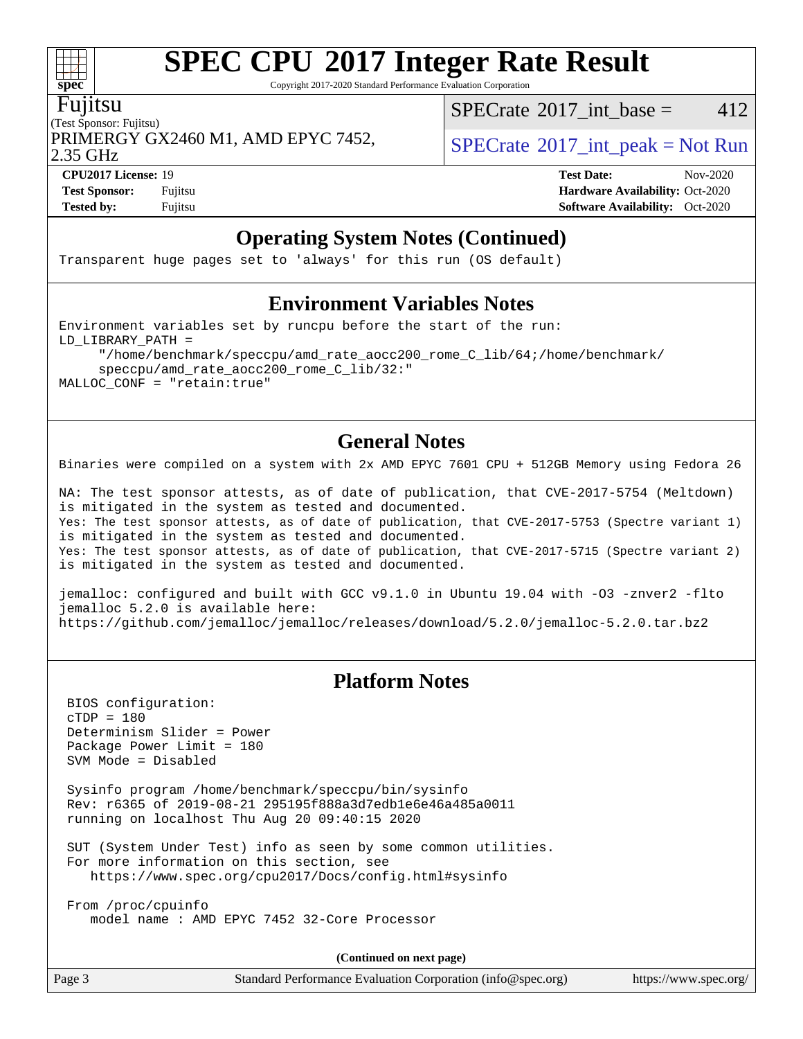## Operating System Notes (Continued)

```
Transparent huge pages set to 'always' for this run (OS default)
```

## Environment Variables Notes

```
Environment variables set by runcpu before the start of the run:
LD_LIBRARY_PATH =
     "/home/benchmark/speccpu/amd_rate_aocc200_rome_C_lib/64;/home/benchmark/
     speccpu/amd_rate_aocc200_rome_C_lib/32:"
MALLOC_CONF = "retain:true"
```

## General Notes

```
Binaries were compiled on a system with 2x AMD EPYC 7601 CPU + 512GB Memory using Fedora 26

NA: The test sponsor attests, as of date of publication, that CVE-2017-5754 (Meltdown)
is mitigated in the system as tested and documented.
Yes: The test sponsor attests, as of date of publication, that CVE-2017-5753 (Spectre variant 1)
is mitigated in the system as tested and documented.
Yes: The test sponsor attests, as of date of publication, that CVE-2017-5715 (Spectre variant 2)
is mitigated in the system as tested and documented.

jemalloc: configured and built with GCC v9.1.0 in Ubuntu 19.04 with -O3 -znver2 -flto
jemalloc 5.2.0 is available here:
https://github.com/jemalloc/jemalloc/releases/download/5.2.0/jemalloc-5.2.0.tar.bz2
```

## Platform Notes

```
 BIOS configuration:
 cTDP = 180
 Determinism Slider = Power
 Package Power Limit = 180
 SVM Mode = Disabled

 Sysinfo program /home/benchmark/speccpu/bin/sysinfo
 Rev: r6365 of 2019-08-21 295195f888a3d7edb1e6e46a485a0011
 running on localhost Thu Aug 20 09:40:15 2020

 SUT (System Under Test) info as seen by some common utilities.
 For more information on this section, see
    https://www.spec.org/cpu2017/Docs/config.html#sysinfo

 From /proc/cpuinfo
    model name : AMD EPYC 7452 32-Core Processor
```

(Continued on next page)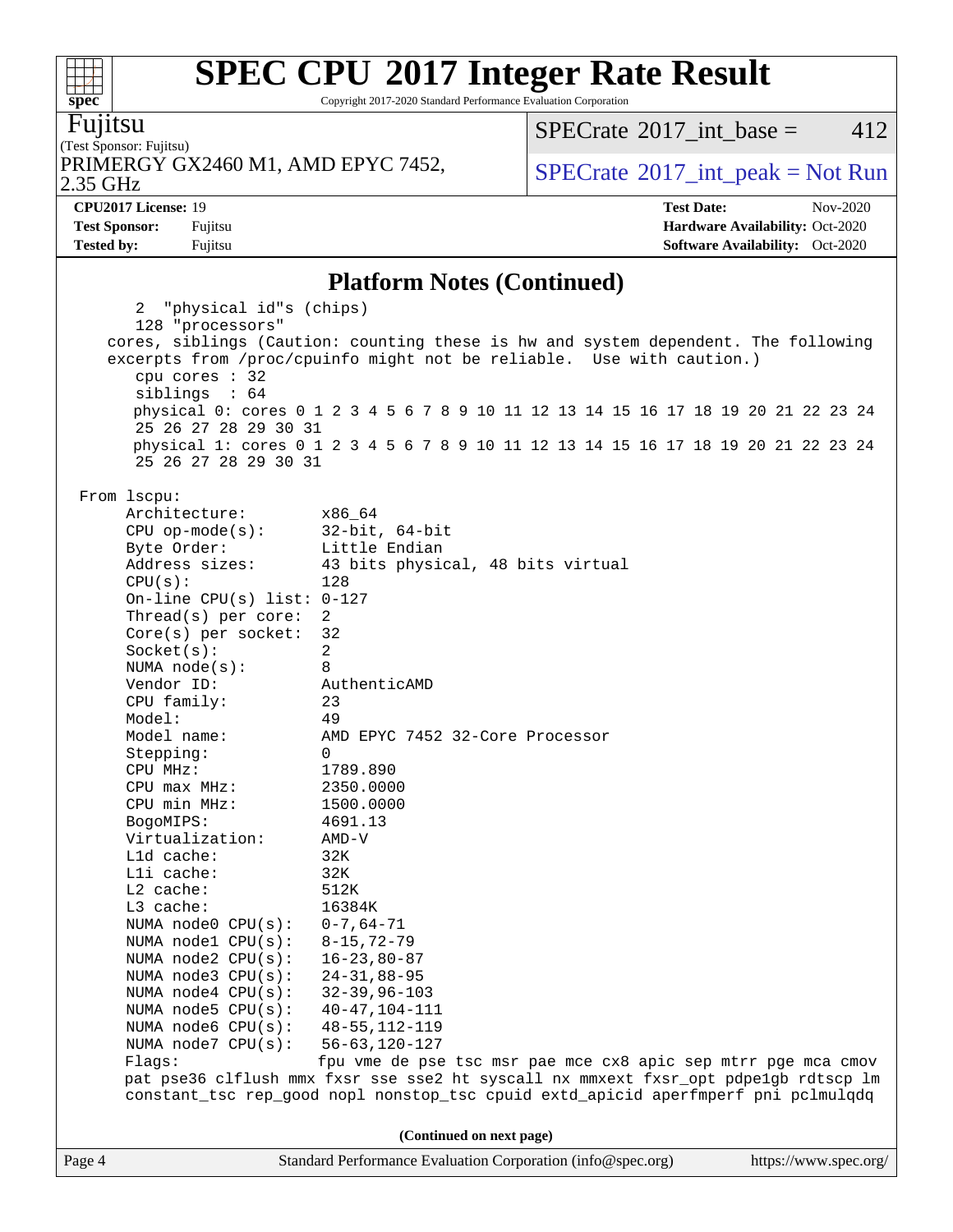# SPEC CPU 2017 Integer Rate Result

Copyright 2017-2020 Standard Performance Evaluation Corporation

**Fujitsu**
(Test Sponsor: Fujitsu)
PRIMERGY GX2460 M1, AMD EPYC 7452, 2.35 GHz

SPECrate 2017_int_base = 412

SPECrate 2017_int_peak = Not Run

**CPU2017 License:** 19
**Test Sponsor:** Fujitsu
**Tested by:** Fujitsu

**Test Date:** Nov-2020
**Hardware Availability:** Oct-2020
**Software Availability:** Oct-2020

## Platform Notes (Continued)

```
     2 "physical id"s (chips)
     128 "processors"
   cores, siblings (Caution: counting these is hw and system dependent. The following
   excerpts from /proc/cpuinfo might not be reliable.  Use with caution.)
     cpu cores : 32
     siblings  : 64
     physical 0: cores 0 1 2 3 4 5 6 7 8 9 10 11 12 13 14 15 16 17 18 19 20 21 22 23 24
     25 26 27 28 29 30 31
     physical 1: cores 0 1 2 3 4 5 6 7 8 9 10 11 12 13 14 15 16 17 18 19 20 21 22 23 24
     25 26 27 28 29 30 31

 From lscpu:
      Architecture:          x86_64
      CPU op-mode(s):        32-bit, 64-bit
      Byte Order:            Little Endian
      Address sizes:         43 bits physical, 48 bits virtual
      CPU(s):                128
      On-line CPU(s) list:   0-127
      Thread(s) per core:    2
      Core(s) per socket:    32
      Socket(s):             2
      NUMA node(s):          8
      Vendor ID:             AuthenticAMD
      CPU family:            23
      Model:                 49
      Model name:            AMD EPYC 7452 32-Core Processor
      Stepping:              0
      CPU MHz:               1789.890
      CPU max MHz:           2350.0000
      CPU min MHz:           1500.0000
      BogoMIPS:              4691.13
      Virtualization:        AMD-V
      L1d cache:             32K
      L1i cache:             32K
      L2 cache:              512K
      L3 cache:              16384K
      NUMA node0 CPU(s):     0-7,64-71
      NUMA node1 CPU(s):     8-15,72-79
      NUMA node2 CPU(s):     16-23,80-87
      NUMA node3 CPU(s):     24-31,88-95
      NUMA node4 CPU(s):     32-39,96-103
      NUMA node5 CPU(s):     40-47,104-111
      NUMA node6 CPU(s):     48-55,112-119
      NUMA node7 CPU(s):     56-63,120-127
      Flags:                 fpu vme de pse tsc msr pae mce cx8 apic sep mtrr pge mca cmov
      pat pse36 clflush mmx fxsr sse sse2 ht syscall nx mmxext fxsr_opt pdpe1gb rdtscp lm
      constant_tsc rep_good nopl nonstop_tsc cpuid extd_apicid aperfmperf pni pclmulqdq
```

(Continued on next page)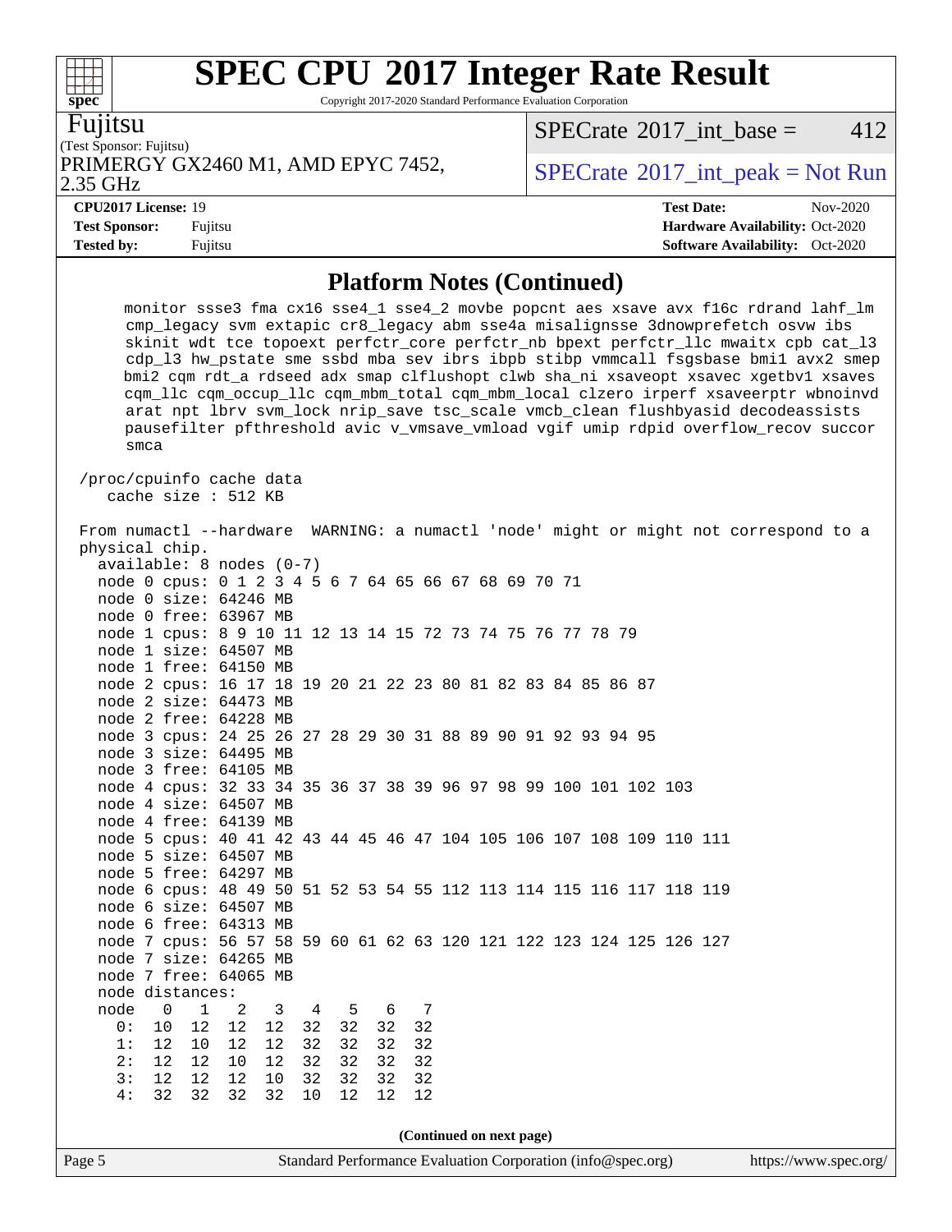# SPEC CPU 2017 Integer Rate Result

Copyright 2017-2020 Standard Performance Evaluation Corporation

**Fujitsu**

(Test Sponsor: Fujitsu)

PRIMERGY GX2460 M1, AMD EPYC 7452, 2.35 GHz

SPECrate 2017_int_base = 412

SPECrate 2017_int_peak = Not Run

| | | | |
|---|---|---|---|
| **CPU2017 License:** | 19 | **Test Date:** | Nov-2020 |
| **Test Sponsor:** | Fujitsu | **Hardware Availability:** | Oct-2020 |
| **Tested by:** | Fujitsu | **Software Availability:** | Oct-2020 |

## Platform Notes (Continued)

```
      monitor ssse3 fma cx16 sse4_1 sse4_2 movbe popcnt aes xsave avx f16c rdrand lahf_lm
      cmp_legacy svm extapic cr8_legacy abm sse4a misalignsse 3dnowprefetch osvw ibs
      skinit wdt tce topoext perfctr_core perfctr_nb bpext perfctr_llc mwaitx cpb cat_l3
      cdp_l3 hw_pstate sme ssbd mba sev ibrs ibpb stibp vmmcall fsgsbase bmi1 avx2 smep
      bmi2 cqm rdt_a rdseed adx smap clflushopt clwb sha_ni xsaveopt xsavec xgetbv1 xsaves
      cqm_llc cqm_occup_llc cqm_mbm_total cqm_mbm_local clzero irperf xsaveerptr wbnoinvd
      arat npt lbrv svm_lock nrip_save tsc_scale vmcb_clean flushbyasid decodeassists
      pausefilter pfthreshold avic v_vmsave_vmload vgif umip rdpid overflow_recov succor
      smca

 /proc/cpuinfo cache data
    cache size : 512 KB

 From numactl --hardware  WARNING: a numactl 'node' might or might not correspond to a
 physical chip.
   available: 8 nodes (0-7)
   node 0 cpus: 0 1 2 3 4 5 6 7 64 65 66 67 68 69 70 71
   node 0 size: 64246 MB
   node 0 free: 63967 MB
   node 1 cpus: 8 9 10 11 12 13 14 15 72 73 74 75 76 77 78 79
   node 1 size: 64507 MB
   node 1 free: 64150 MB
   node 2 cpus: 16 17 18 19 20 21 22 23 80 81 82 83 84 85 86 87
   node 2 size: 64473 MB
   node 2 free: 64228 MB
   node 3 cpus: 24 25 26 27 28 29 30 31 88 89 90 91 92 93 94 95
   node 3 size: 64495 MB
   node 3 free: 64105 MB
   node 4 cpus: 32 33 34 35 36 37 38 39 96 97 98 99 100 101 102 103
   node 4 size: 64507 MB
   node 4 free: 64139 MB
   node 5 cpus: 40 41 42 43 44 45 46 47 104 105 106 107 108 109 110 111
   node 5 size: 64507 MB
   node 5 free: 64297 MB
   node 6 cpus: 48 49 50 51 52 53 54 55 112 113 114 115 116 117 118 119
   node 6 size: 64507 MB
   node 6 free: 64313 MB
   node 7 cpus: 56 57 58 59 60 61 62 63 120 121 122 123 124 125 126 127
   node 7 size: 64265 MB
   node 7 free: 64065 MB
   node distances:
   node   0   1   2   3   4   5   6   7
     0:  10  12  12  12  32  32  32  32
     1:  12  10  12  12  32  32  32  32
     2:  12  12  10  12  32  32  32  32
     3:  12  12  12  10  32  32  32  32
     4:  32  32  32  32  10  12  12  12
```

(Continued on next page)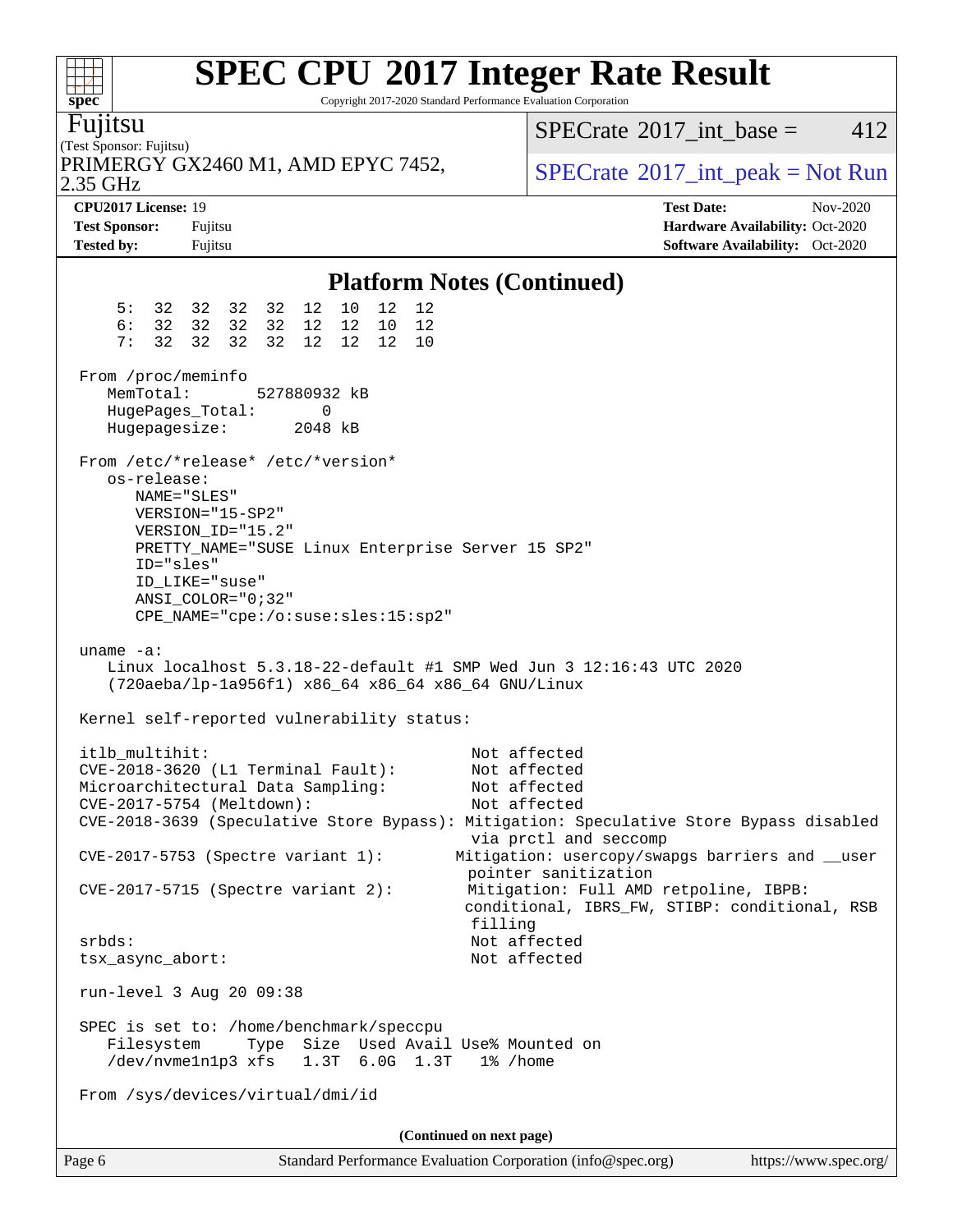## Platform Notes (Continued)

```
     5:  32  32  32  32  12  10  12  12
     6:  32  32  32  32  12  12  10  12
     7:  32  32  32  32  12  12  12  10

 From /proc/meminfo
    MemTotal:       527880932 kB
    HugePages_Total:        0
    Hugepagesize:        2048 kB

 From /etc/*release* /etc/*version*
    os-release:
       NAME="SLES"
       VERSION="15-SP2"
       VERSION_ID="15.2"
       PRETTY_NAME="SUSE Linux Enterprise Server 15 SP2"
       ID="sles"
       ID_LIKE="suse"
       ANSI_COLOR="0;32"
       CPE_NAME="cpe:/o:suse:sles:15:sp2"

 uname -a:
    Linux localhost 5.3.18-22-default #1 SMP Wed Jun 3 12:16:43 UTC 2020
    (720aeba/lp-1a956f1) x86_64 x86_64 x86_64 GNU/Linux

 Kernel self-reported vulnerability status:

 itlb_multihit:                                         Not affected
 CVE-2018-3620 (L1 Terminal Fault):                     Not affected
 Microarchitectural Data Sampling:                      Not affected
 CVE-2017-5754 (Meltdown):                              Not affected
 CVE-2018-3639 (Speculative Store Bypass): Mitigation: Speculative Store Bypass disabled
                                                        via prctl and seccomp
 CVE-2017-5753 (Spectre variant 1):                   Mitigation: usercopy/swapgs barriers and __user
                                                        pointer sanitization
 CVE-2017-5715 (Spectre variant 2):                    Mitigation: Full AMD retpoline, IBPB:
                                                        conditional, IBRS_FW, STIBP: conditional, RSB
                                                        filling
 srbds:                                                 Not affected
 tsx_async_abort:                                       Not affected

 run-level 3 Aug 20 09:38

 SPEC is set to: /home/benchmark/speccpu
    Filesystem     Type  Size  Used Avail Use% Mounted on
    /dev/nvme1n1p3 xfs   1.3T  6.0G  1.3T   1% /home

 From /sys/devices/virtual/dmi/id
```

(Continued on next page)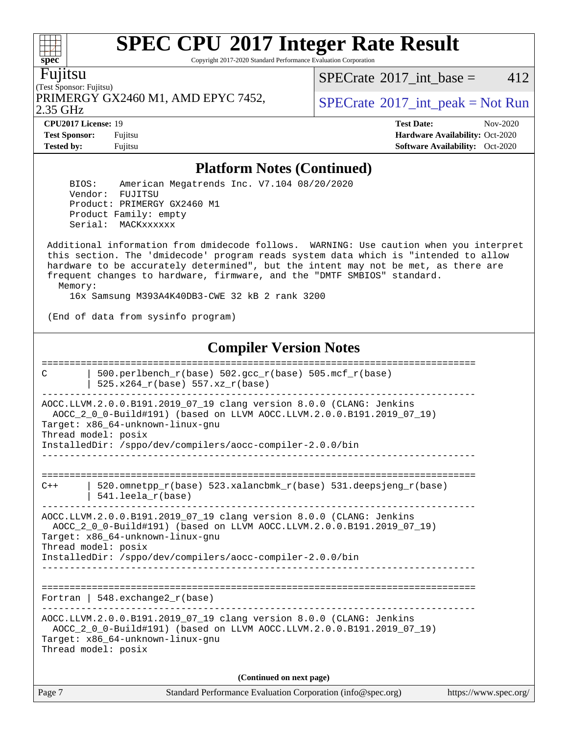## Platform Notes (Continued)

```
    BIOS:    American Megatrends Inc. V7.104 08/20/2020
    Vendor:  FUJITSU
    Product: PRIMERGY GX2460 M1
    Product Family: empty
    Serial:  MACKxxxxxx

 Additional information from dmidecode follows.  WARNING: Use caution when you interpret
 this section. The 'dmidecode' program reads system data which is "intended to allow
 hardware to be accurately determined", but the intent may not be met, as there are
 frequent changes to hardware, firmware, and the "DMTF SMBIOS" standard.
   Memory:
     16x Samsung M393A4K40DB3-CWE 32 kB 2 rank 3200

 (End of data from sysinfo program)
```

## Compiler Version Notes

```
==============================================================================
C       | 500.perlbench_r(base) 502.gcc_r(base) 505.mcf_r(base)
        | 525.x264_r(base) 557.xz_r(base)
------------------------------------------------------------------------------
AOCC.LLVM.2.0.0.B191.2019_07_19 clang version 8.0.0 (CLANG: Jenkins
  AOCC_2_0_0-Build#191) (based on LLVM AOCC.LLVM.2.0.0.B191.2019_07_19)
Target: x86_64-unknown-linux-gnu
Thread model: posix
InstalledDir: /sppo/dev/compilers/aocc-compiler-2.0.0/bin
------------------------------------------------------------------------------

==============================================================================
C++     | 520.omnetpp_r(base) 523.xalancbmk_r(base) 531.deepsjeng_r(base)
        | 541.leela_r(base)
------------------------------------------------------------------------------
AOCC.LLVM.2.0.0.B191.2019_07_19 clang version 8.0.0 (CLANG: Jenkins
  AOCC_2_0_0-Build#191) (based on LLVM AOCC.LLVM.2.0.0.B191.2019_07_19)
Target: x86_64-unknown-linux-gnu
Thread model: posix
InstalledDir: /sppo/dev/compilers/aocc-compiler-2.0.0/bin
------------------------------------------------------------------------------

==============================================================================
Fortran | 548.exchange2_r(base)
------------------------------------------------------------------------------
AOCC.LLVM.2.0.0.B191.2019_07_19 clang version 8.0.0 (CLANG: Jenkins
  AOCC_2_0_0-Build#191) (based on LLVM AOCC.LLVM.2.0.0.B191.2019_07_19)
Target: x86_64-unknown-linux-gnu
Thread model: posix
```

(Continued on next page)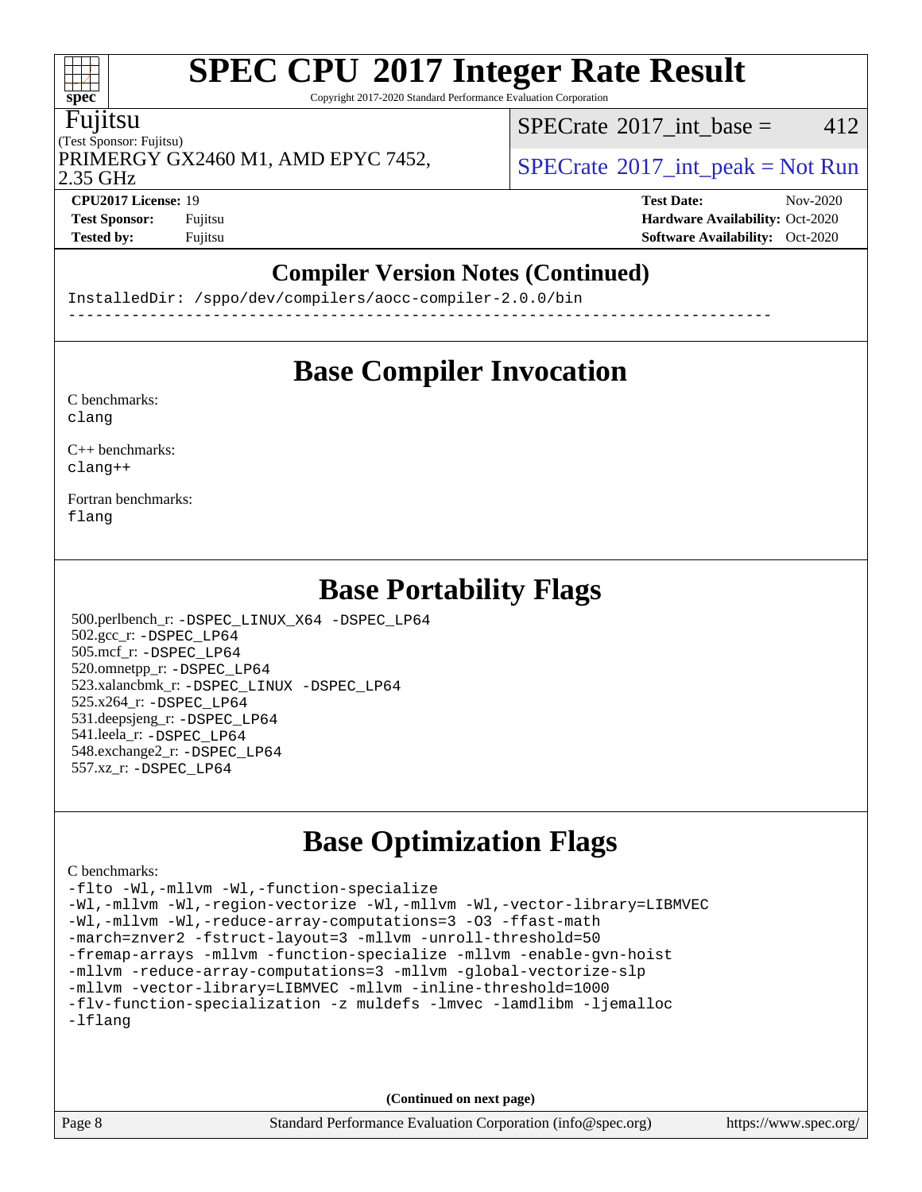# SPEC CPU 2017 Integer Rate Result

Copyright 2017-2020 Standard Performance Evaluation Corporation

**Fujitsu**

(Test Sponsor: Fujitsu)

PRIMERGY GX2460 M1, AMD EPYC 7452, 2.35 GHz

SPECrate 2017_int_base = 412

SPECrate 2017_int_peak = Not Run

**CPU2017 License:** 19
**Test Sponsor:** Fujitsu
**Tested by:** Fujitsu

**Test Date:** Nov-2020
**Hardware Availability:** Oct-2020
**Software Availability:** Oct-2020

## Compiler Version Notes (Continued)

```
InstalledDir: /sppo/dev/compilers/aocc-compiler-2.0.0/bin
------------------------------------------------------------------------------
```

## Base Compiler Invocation

C benchmarks:
`clang`

C++ benchmarks:
`clang++`

Fortran benchmarks:
`flang`

## Base Portability Flags

500.perlbench_r: `-DSPEC_LINUX_X64 -DSPEC_LP64`
502.gcc_r: `-DSPEC_LP64`
505.mcf_r: `-DSPEC_LP64`
520.omnetpp_r: `-DSPEC_LP64`
523.xalancbmk_r: `-DSPEC_LINUX -DSPEC_LP64`
525.x264_r: `-DSPEC_LP64`
531.deepsjeng_r: `-DSPEC_LP64`
541.leela_r: `-DSPEC_LP64`
548.exchange2_r: `-DSPEC_LP64`
557.xz_r: `-DSPEC_LP64`

## Base Optimization Flags

C benchmarks:

```
-flto -Wl,-mllvm -Wl,-function-specialize
-Wl,-mllvm -Wl,-region-vectorize -Wl,-mllvm -Wl,-vector-library=LIBMVEC
-Wl,-mllvm -Wl,-reduce-array-computations=3 -O3 -ffast-math
-march=znver2 -fstruct-layout=3 -mllvm -unroll-threshold=50
-fremap-arrays -mllvm -function-specialize -mllvm -enable-gvn-hoist
-mllvm -reduce-array-computations=3 -mllvm -global-vectorize-slp
-mllvm -vector-library=LIBMVEC -mllvm -inline-threshold=1000
-flv-function-specialization -z muldefs -lmvec -lamdlibm -ljemalloc
-lflang
```

(Continued on next page)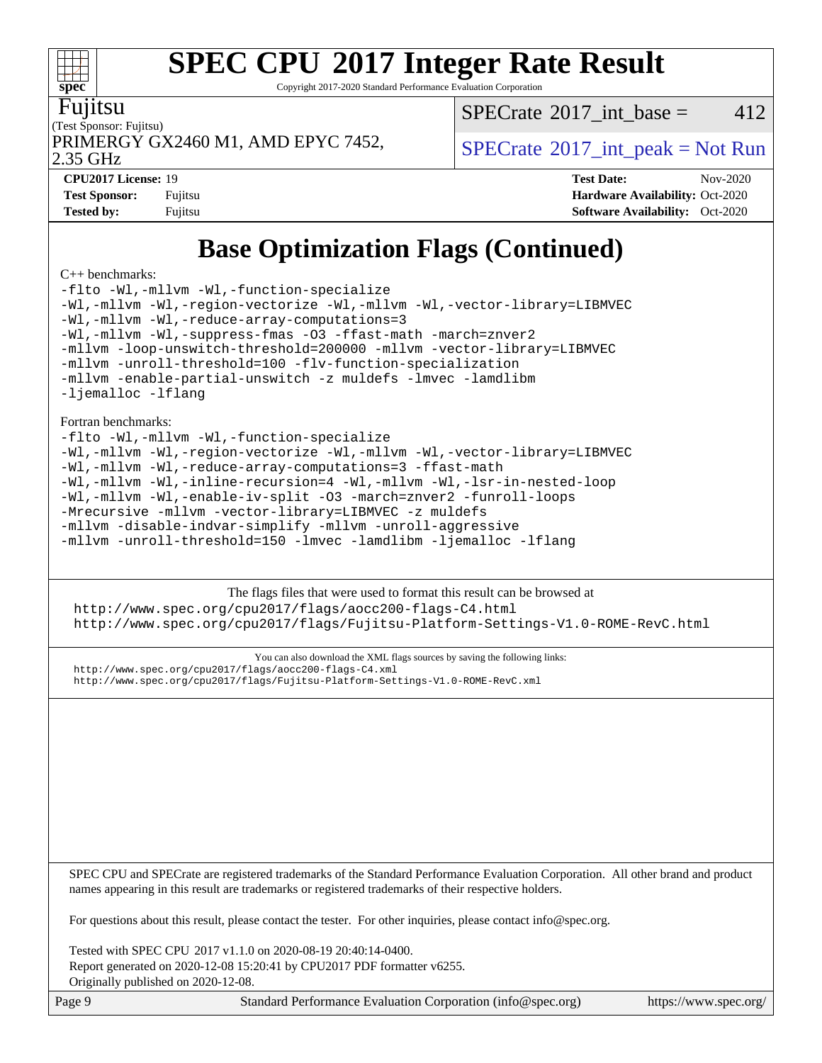# Base Optimization Flags (Continued)

C++ benchmarks:

```
-flto -Wl,-mllvm -Wl,-function-specialize
-Wl,-mllvm -Wl,-region-vectorize -Wl,-mllvm -Wl,-vector-library=LIBMVEC
-Wl,-mllvm -Wl,-reduce-array-computations=3
-Wl,-mllvm -Wl,-suppress-fmas -O3 -ffast-math -march=znver2
-mllvm -loop-unswitch-threshold=200000 -mllvm -vector-library=LIBMVEC
-mllvm -unroll-threshold=100 -flv-function-specialization
-mllvm -enable-partial-unswitch -z muldefs -lmvec -lamdlibm
-ljemalloc -lflang
```

Fortran benchmarks:

```
-flto -Wl,-mllvm -Wl,-function-specialize
-Wl,-mllvm -Wl,-region-vectorize -Wl,-mllvm -Wl,-vector-library=LIBMVEC
-Wl,-mllvm -Wl,-reduce-array-computations=3 -ffast-math
-Wl,-mllvm -Wl,-inline-recursion=4 -Wl,-mllvm -Wl,-lsr-in-nested-loop
-Wl,-mllvm -Wl,-enable-iv-split -O3 -march=znver2 -funroll-loops
-Mrecursive -mllvm -vector-library=LIBMVEC -z muldefs
-mllvm -disable-indvar-simplify -mllvm -unroll-aggressive
-mllvm -unroll-threshold=150 -lmvec -lamdlibm -ljemalloc -lflang
```

The flags files that were used to format this result can be browsed at
http://www.spec.org/cpu2017/flags/aocc200-flags-C4.html
http://www.spec.org/cpu2017/flags/Fujitsu-Platform-Settings-V1.0-ROME-RevC.html

You can also download the XML flags sources by saving the following links:
http://www.spec.org/cpu2017/flags/aocc200-flags-C4.xml
http://www.spec.org/cpu2017/flags/Fujitsu-Platform-Settings-V1.0-ROME-RevC.xml

SPEC CPU and SPECrate are registered trademarks of the Standard Performance Evaluation Corporation. All other brand and product names appearing in this result are trademarks or registered trademarks of their respective holders.

For questions about this result, please contact the tester. For other inquiries, please contact info@spec.org.

Tested with SPEC CPU 2017 v1.1.0 on 2020-08-19 20:40:14-0400.
Report generated on 2020-12-08 15:20:41 by CPU2017 PDF formatter v6255.
Originally published on 2020-12-08.